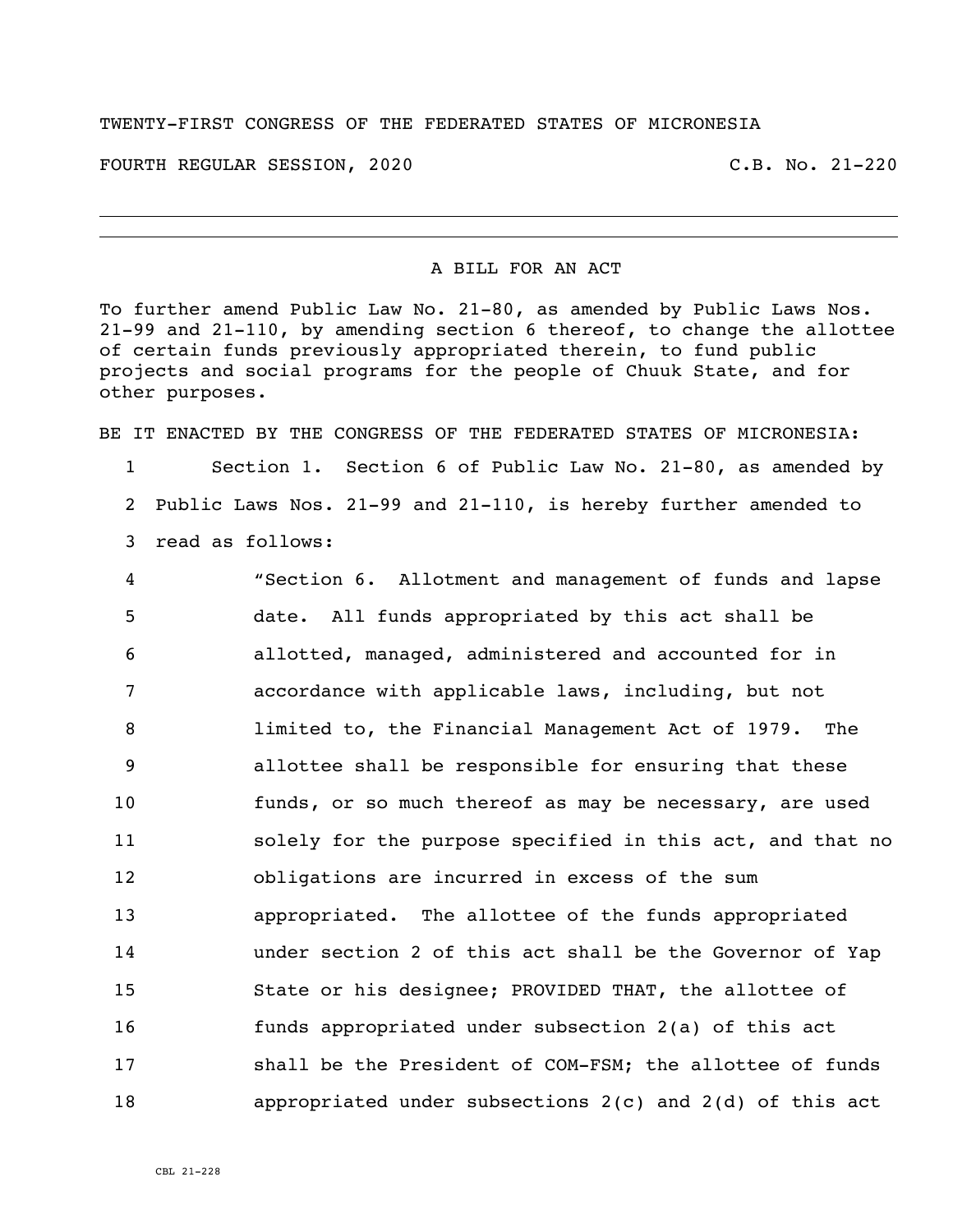TWENTY-FIRST CONGRESS OF THE FEDERATED STATES OF MICRONESIA

FOURTH REGULAR SESSION, 2020 C.B. No. 21-220

---

A BILL FOR AN ACT

To further amend Public Law No. 21-80, as amended by Public Laws Nos. 21-99 and 21-110, by amending section 6 thereof, to change the allottee of certain funds previously appropriated therein, to fund public projects and social programs for the people of Chuuk State, and for other purposes.

BE IT ENACTED BY THE CONGRESS OF THE FEDERATED STATES OF MICRONESIA:

1 Section 1. Section 6 of Public Law No. 21-80, as amended by
2 Public Laws Nos. 21-99 and 21-110, is hereby further amended to
3 read as follows:

4 "Section 6. Allotment and management of funds and lapse
5 date. All funds appropriated by this act shall be
6 allotted, managed, administered and accounted for in
7 accordance with applicable laws, including, but not
8 limited to, the Financial Management Act of 1979. The
9 allottee shall be responsible for ensuring that these
10 funds, or so much thereof as may be necessary, are used
11 solely for the purpose specified in this act, and that no
12 obligations are incurred in excess of the sum
13 appropriated. The allottee of the funds appropriated
14 under section 2 of this act shall be the Governor of Yap
15 State or his designee; PROVIDED THAT, the allottee of
16 funds appropriated under subsection 2(a) of this act
17 shall be the President of COM-FSM; the allottee of funds
18 appropriated under subsections 2(c) and 2(d) of this act

CBL 21-228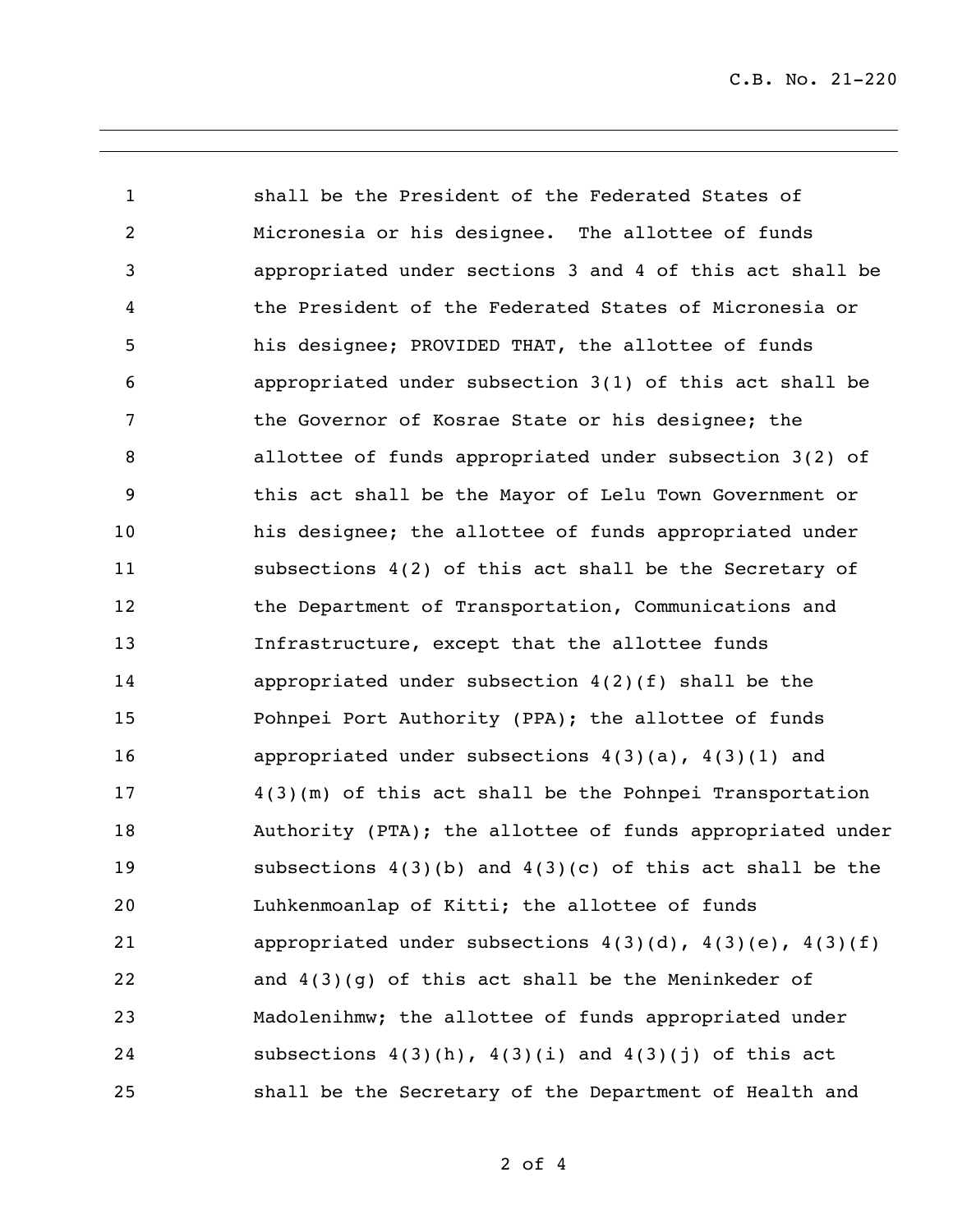shall be the President of the Federated States of Micronesia or his designee. The allottee of funds appropriated under sections 3 and 4 of this act shall be the President of the Federated States of Micronesia or his designee; PROVIDED THAT, the allottee of funds appropriated under subsection 3(1) of this act shall be the Governor of Kosrae State or his designee; the allottee of funds appropriated under subsection 3(2) of this act shall be the Mayor of Lelu Town Government or his designee; the allottee of funds appropriated under subsections 4(2) of this act shall be the Secretary of the Department of Transportation, Communications and Infrastructure, except that the allottee funds appropriated under subsection 4(2)(f) shall be the Pohnpei Port Authority (PPA); the allottee of funds appropriated under subsections 4(3)(a), 4(3)(1) and 4(3)(m) of this act shall be the Pohnpei Transportation Authority (PTA); the allottee of funds appropriated under subsections 4(3)(b) and 4(3)(c) of this act shall be the Luhkenmoanlap of Kitti; the allottee of funds appropriated under subsections 4(3)(d), 4(3)(e), 4(3)(f) and 4(3)(g) of this act shall be the Meninkeder of Madolenihmw; the allottee of funds appropriated under subsections 4(3)(h), 4(3)(i) and 4(3)(j) of this act shall be the Secretary of the Department of Health and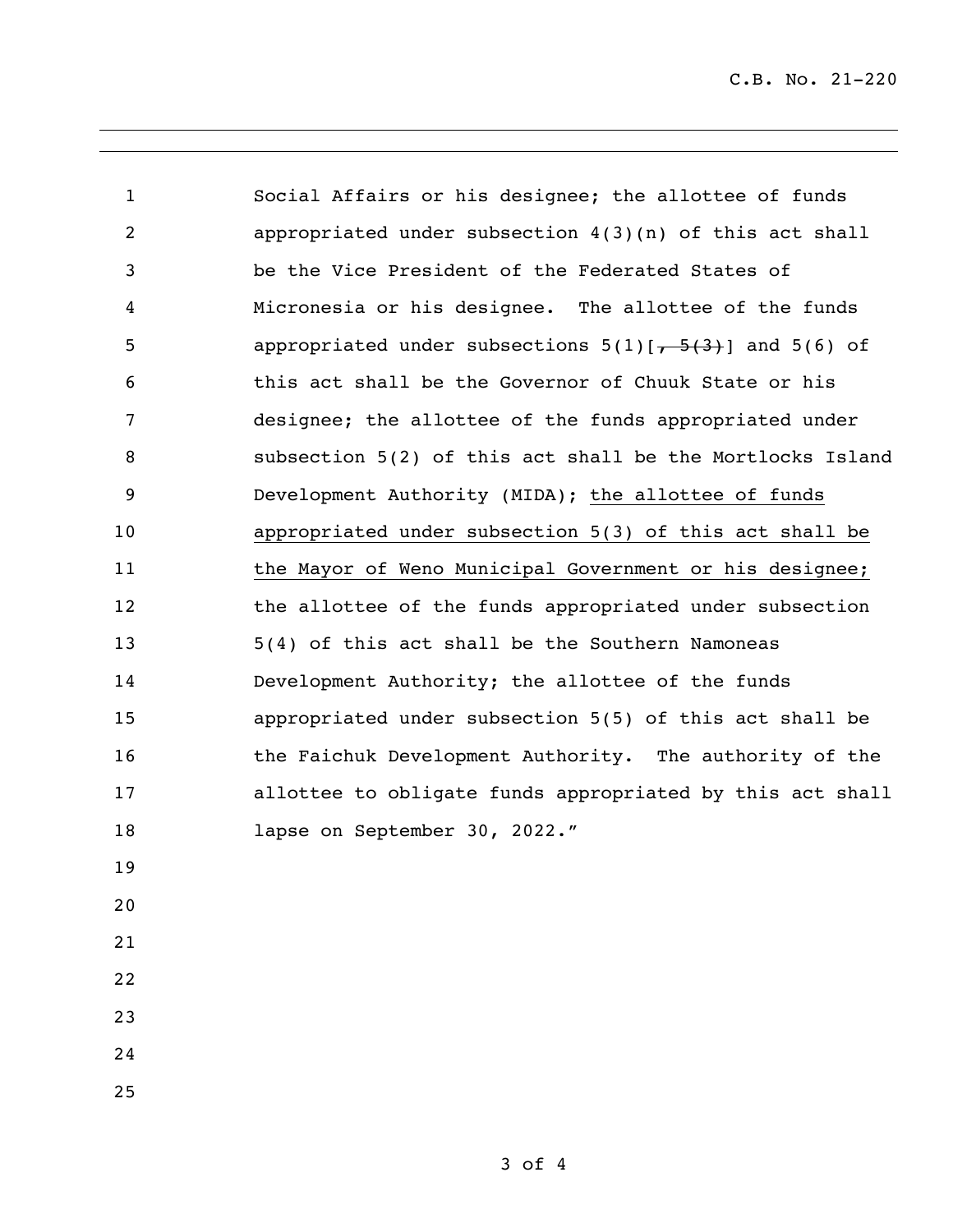Social Affairs or his designee; the allottee of funds appropriated under subsection 4(3)(n) of this act shall be the Vice President of the Federated States of Micronesia or his designee. The allottee of the funds appropriated under subsections 5(1)[~~, 5(3)~~] and 5(6) of this act shall be the Governor of Chuuk State or his designee; the allottee of the funds appropriated under subsection 5(2) of this act shall be the Mortlocks Island Development Authority (MIDA); <u>the allottee of funds appropriated under subsection 5(3) of this act shall be the Mayor of Weno Municipal Government or his designee;</u> the allottee of the funds appropriated under subsection 5(4) of this act shall be the Southern Namoneas Development Authority; the allottee of the funds appropriated under subsection 5(5) of this act shall be the Faichuk Development Authority. The authority of the allottee to obligate funds appropriated by this act shall lapse on September 30, 2022."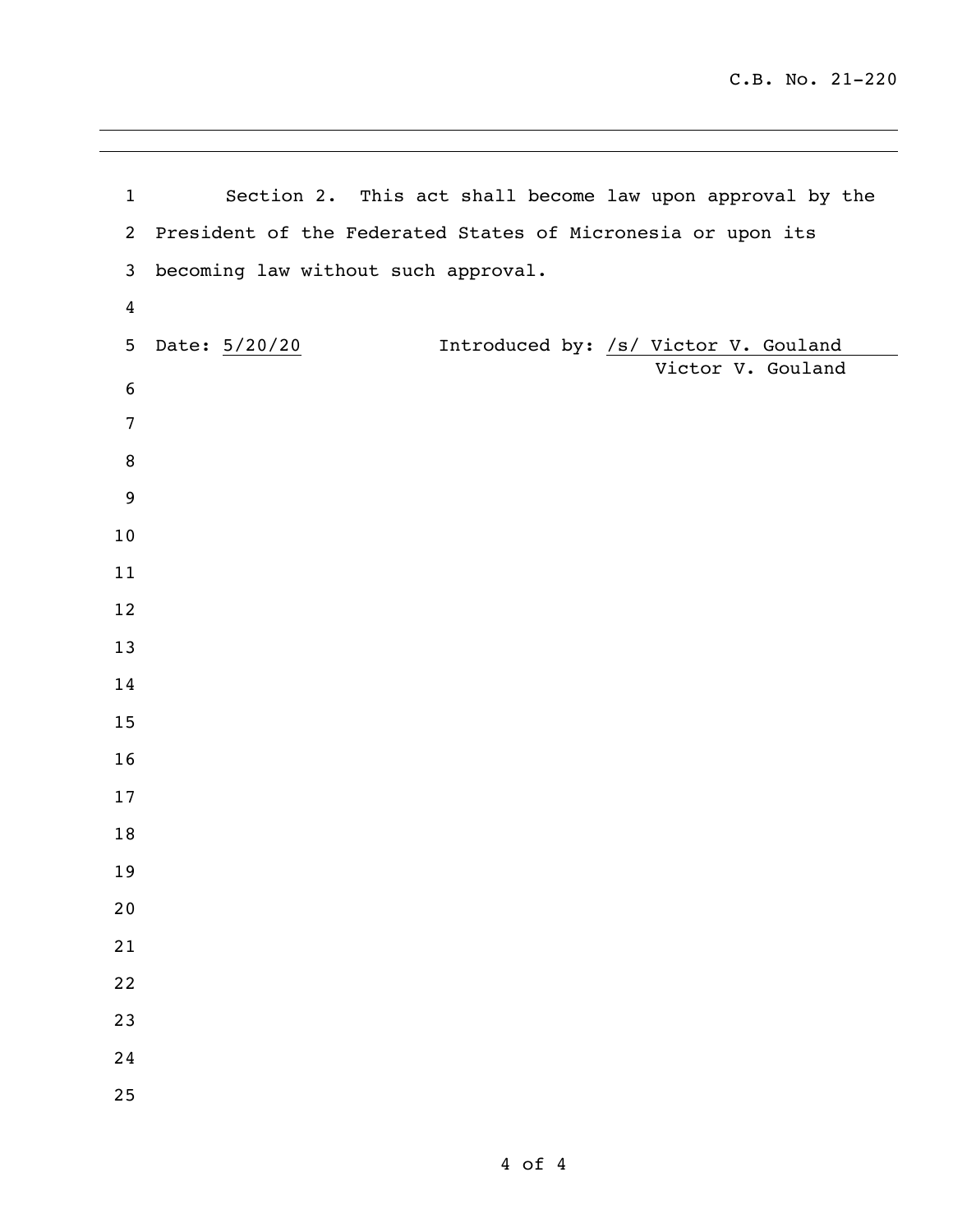Section 2. This act shall become law upon approval by the President of the Federated States of Micronesia or upon its becoming law without such approval.

Date: 5/20/20 Introduced by: /s/ Victor V. Gouland
Victor V. Gouland